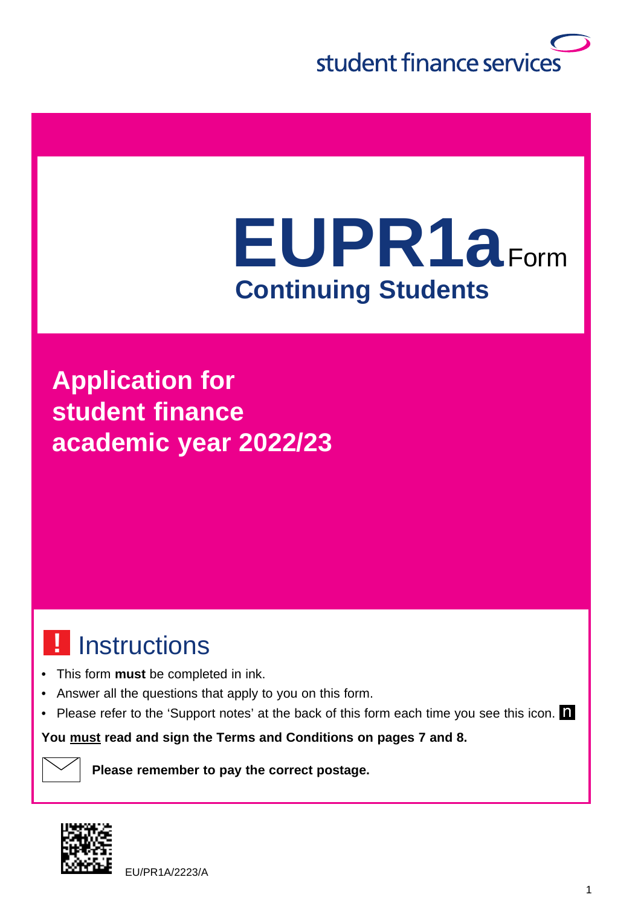student finance services

# EUPR1a Form

## Continuing Students

## Application for student finance academic year 2022/23

### ! Instructions

- This form **must** be completed in ink.
- Answer all the questions that apply to you on this form.
- Please refer to the 'Support notes' at the back of this form each time you see this icon. n

**You must read and sign the Terms and Conditions on pages 7 and 8.**

**Please remember to pay the correct postage.**

EU/PR1A/2223/A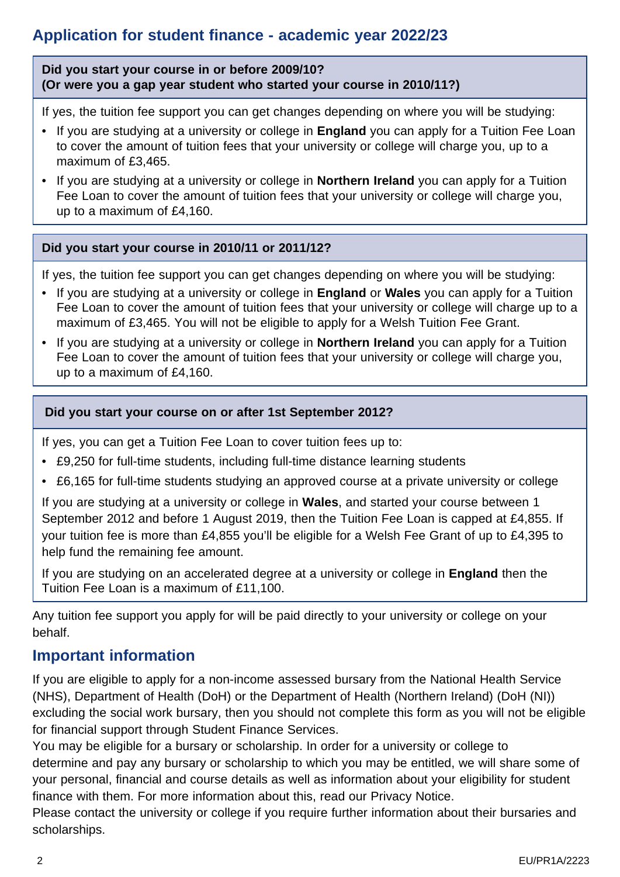## Application for student finance - academic year 2022/23

**Did you start your course in or before 2009/10?**
**(Or were you a gap year student who started your course in 2010/11?)**

If yes, the tuition fee support you can get changes depending on where you will be studying:

- If you are studying at a university or college in **England** you can apply for a Tuition Fee Loan to cover the amount of tuition fees that your university or college will charge you, up to a maximum of £3,465.
- If you are studying at a university or college in **Northern Ireland** you can apply for a Tuition Fee Loan to cover the amount of tuition fees that your university or college will charge you, up to a maximum of £4,160.

**Did you start your course in 2010/11 or 2011/12?**

If yes, the tuition fee support you can get changes depending on where you will be studying:

- If you are studying at a university or college in **England** or **Wales** you can apply for a Tuition Fee Loan to cover the amount of tuition fees that your university or college will charge up to a maximum of £3,465. You will not be eligible to apply for a Welsh Tuition Fee Grant.
- If you are studying at a university or college in **Northern Ireland** you can apply for a Tuition Fee Loan to cover the amount of tuition fees that your university or college will charge you, up to a maximum of £4,160.

**Did you start your course on or after 1st September 2012?**

If yes, you can get a Tuition Fee Loan to cover tuition fees up to:

- £9,250 for full-time students, including full-time distance learning students
- £6,165 for full-time students studying an approved course at a private university or college

If you are studying at a university or college in **Wales**, and started your course between 1 September 2012 and before 1 August 2019, then the Tuition Fee Loan is capped at £4,855. If your tuition fee is more than £4,855 you'll be eligible for a Welsh Fee Grant of up to £4,395 to help fund the remaining fee amount.

If you are studying on an accelerated degree at a university or college in **England** then the Tuition Fee Loan is a maximum of £11,100.

Any tuition fee support you apply for will be paid directly to your university or college on your behalf.

## Important information

If you are eligible to apply for a non-income assessed bursary from the National Health Service (NHS), Department of Health (DoH) or the Department of Health (Northern Ireland) (DoH (NI)) excluding the social work bursary, then you should not complete this form as you will not be eligible for financial support through Student Finance Services.

You may be eligible for a bursary or scholarship. In order for a university or college to determine and pay any bursary or scholarship to which you may be entitled, we will share some of your personal, financial and course details as well as information about your eligibility for student finance with them. For more information about this, read our Privacy Notice.

Please contact the university or college if you require further information about their bursaries and scholarships.

EU/PR1A/2223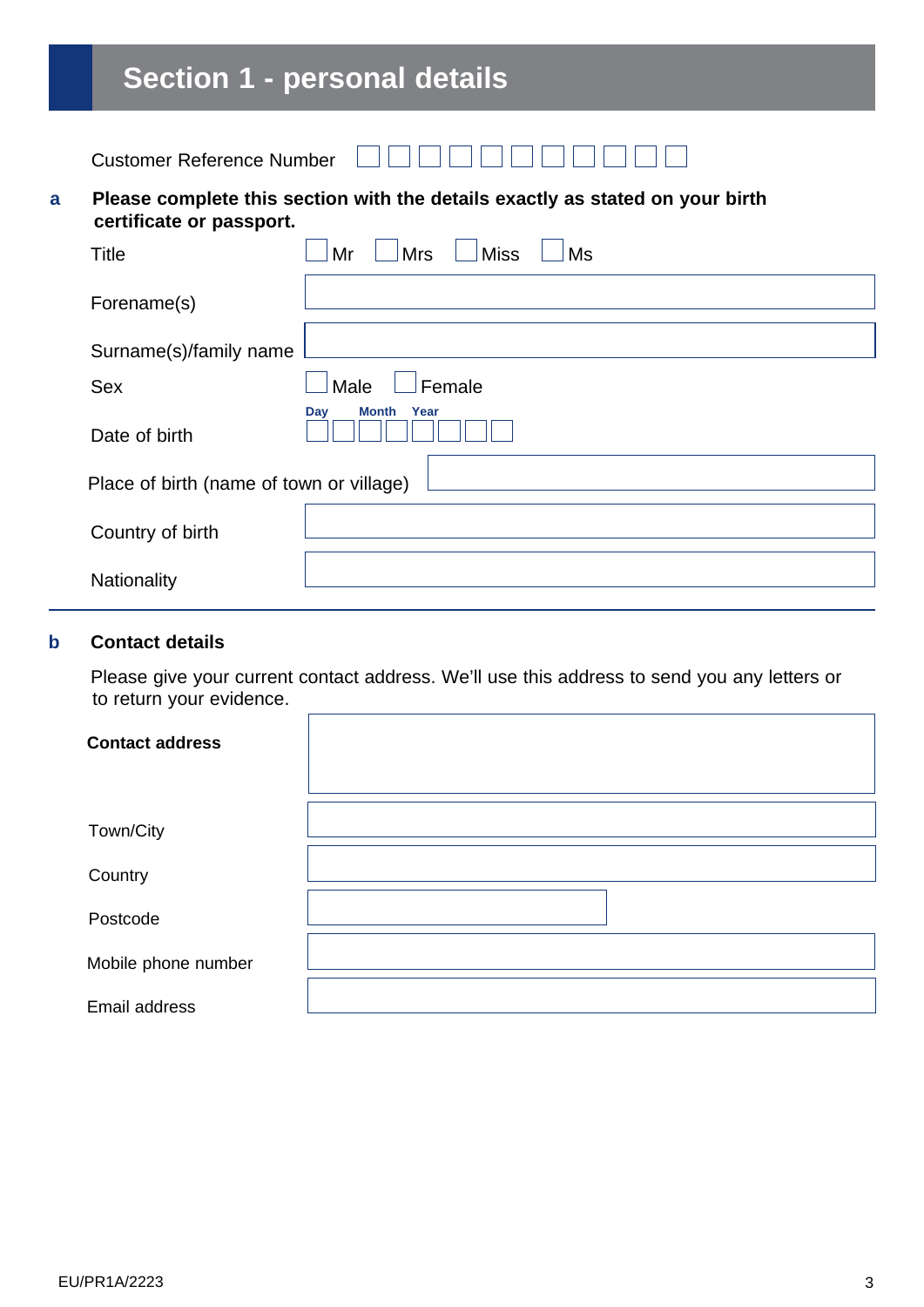# Section 1 - personal details

Customer Reference Number ☐☐☐☐☐☐☐☐☐☐☐

**a** **Please complete this section with the details exactly as stated on your birth certificate or passport.**

Title ☐ Mr ☐ Mrs ☐ Miss ☐ Ms

Forename(s)

Surname(s)/family name

Sex ☐ Male ☐ Female

Date of birth Day Month Year ☐☐☐☐☐☐☐☐

Place of birth (name of town or village)

Country of birth

Nationality

**b** **Contact details**

Please give your current contact address. We'll use this address to send you any letters or to return your evidence.

**Contact address**

Town/City

Country

Postcode

Mobile phone number

Email address

EU/PR1A/2223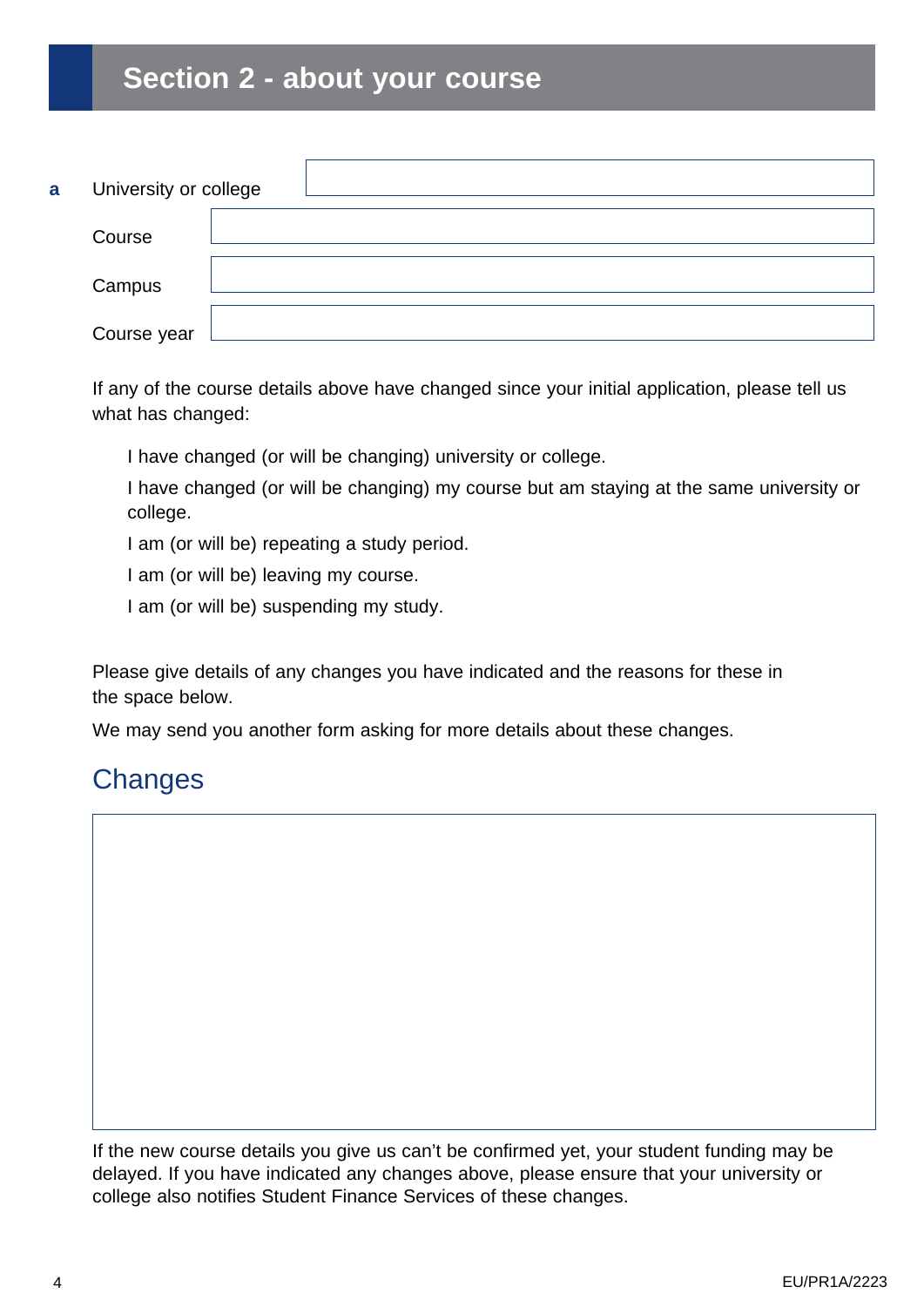## Section 2 - about your course

**a** University or college

Course

Campus

Course year

If any of the course details above have changed since your initial application, please tell us what has changed:

- I have changed (or will be changing) university or college.
- I have changed (or will be changing) my course but am staying at the same university or college.
- I am (or will be) repeating a study period.
- I am (or will be) leaving my course.
- I am (or will be) suspending my study.

Please give details of any changes you have indicated and the reasons for these in the space below.

We may send you another form asking for more details about these changes.

### Changes

If the new course details you give us can't be confirmed yet, your student funding may be delayed. If you have indicated any changes above, please ensure that your university or college also notifies Student Finance Services of these changes.

EU/PR1A/2223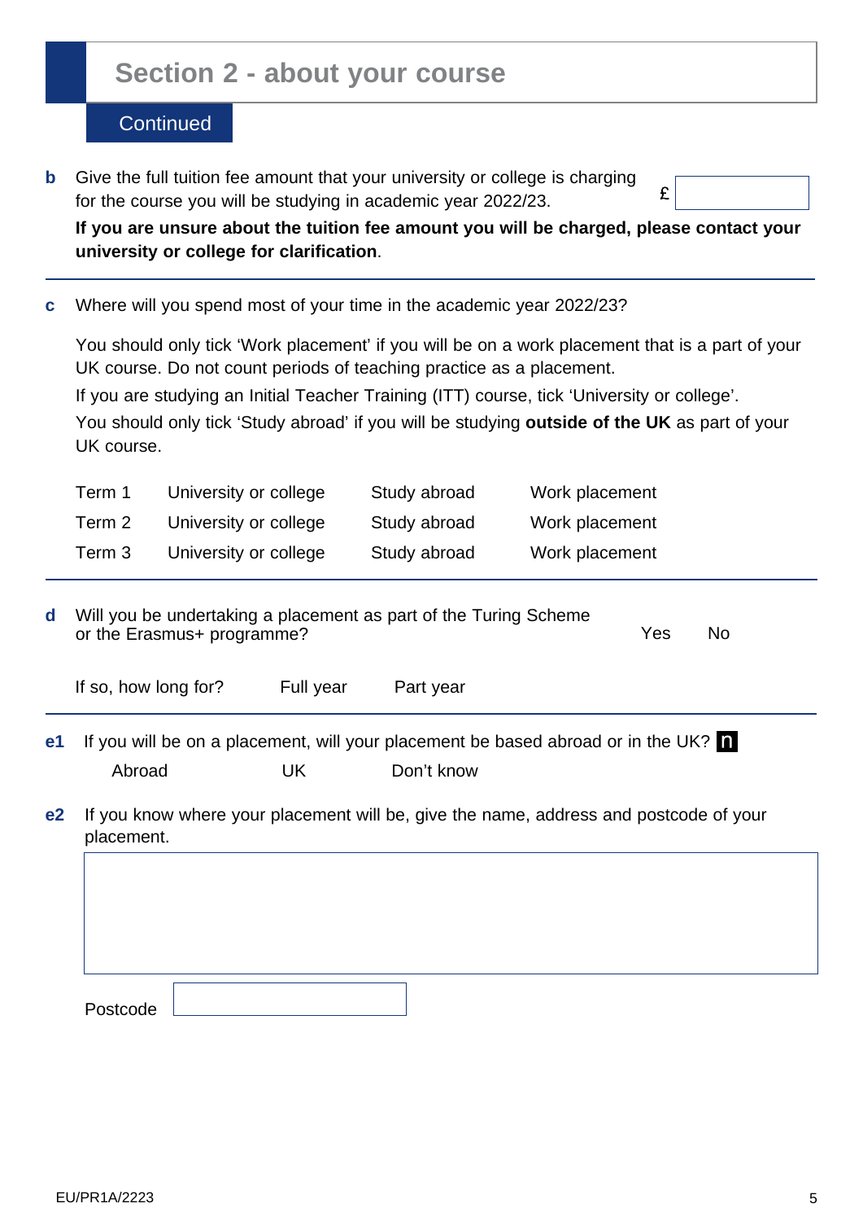## Section 2 - about your course

Continued

**b** Give the full tuition fee amount that your university or college is charging for the course you will be studying in academic year 2022/23. £

**If you are unsure about the tuition fee amount you will be charged, please contact your university or college for clarification**.

---

**c** Where will you spend most of your time in the academic year 2022/23?

You should only tick ‘Work placement’ if you will be on a work placement that is a part of your UK course. Do not count periods of teaching practice as a placement.

If you are studying an Initial Teacher Training (ITT) course, tick ‘University or college’.

You should only tick ‘Study abroad’ if you will be studying **outside of the UK** as part of your UK course.

| | | | |
|---|---|---|---|
| Term 1 | University or college | Study abroad | Work placement |
| Term 2 | University or college | Study abroad | Work placement |
| Term 3 | University or college | Study abroad | Work placement |

---

**d** Will you be undertaking a placement as part of the Turing Scheme or the Erasmus+ programme? Yes No

If so, how long for? Full year Part year

---

**e1** If you will be on a placement, will your placement be based abroad or in the UK?

Abroad UK Don’t know

**e2** If you know where your placement will be, give the name, address and postcode of your placement.

Postcode

EU/PR1A/2223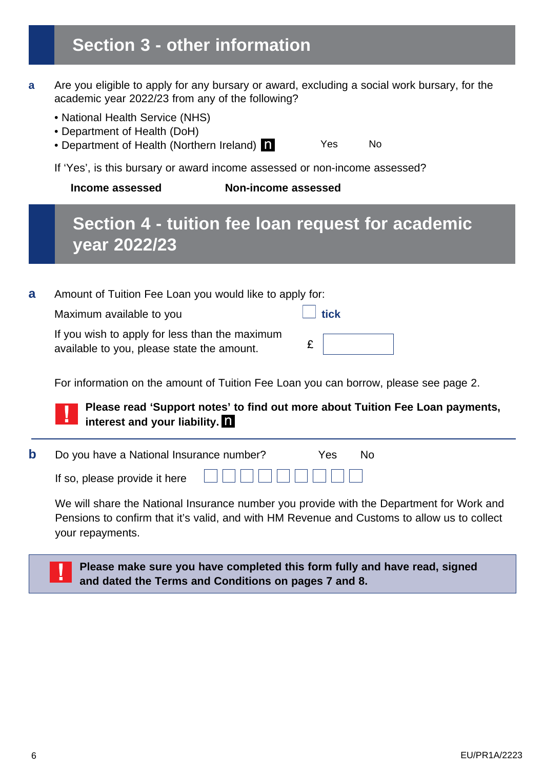## Section 3 - other information

**a** Are you eligible to apply for any bursary or award, excluding a social work bursary, for the academic year 2022/23 from any of the following?

- National Health Service (NHS)
- Department of Health (DoH)
- Department of Health (Northern Ireland) n    Yes    No

If 'Yes', is this bursary or award income assessed or non-income assessed?

**Income assessed**    **Non-income assessed**

## Section 4 - tuition fee loan request for academic year 2022/23

**a** Amount of Tuition Fee Loan you would like to apply for:

Maximum available to you    **tick**

If you wish to apply for less than the maximum available to you, please state the amount.    £

For information on the amount of Tuition Fee Loan you can borrow, please see page 2.

**! Please read 'Support notes' to find out more about Tuition Fee Loan payments, interest and your liability.** n

**b** Do you have a National Insurance number?    Yes    No

If so, please provide it here

We will share the National Insurance number you provide with the Department for Work and Pensions to confirm that it's valid, and with HM Revenue and Customs to allow us to collect your repayments.

**! Please make sure you have completed this form fully and have read, signed and dated the Terms and Conditions on pages 7 and 8.**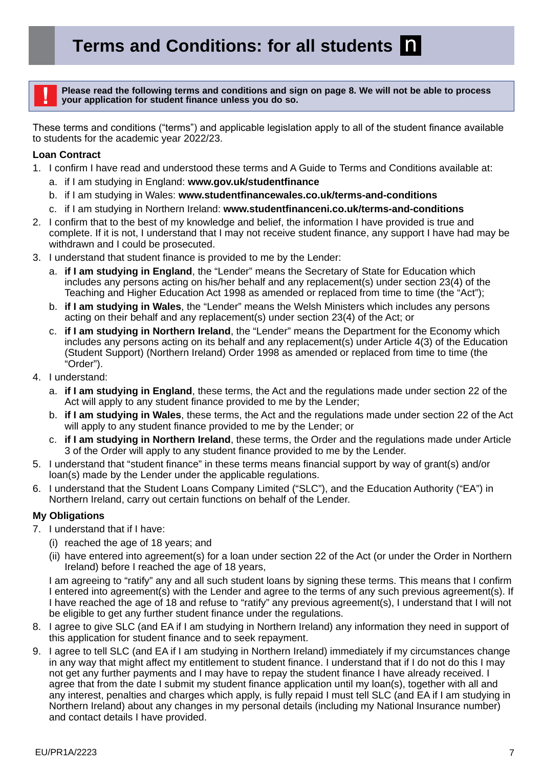# Terms and Conditions: for all students n

**! Please read the following terms and conditions and sign on page 8. We will not be able to process your application for student finance unless you do so.**

These terms and conditions ("terms") and applicable legislation apply to all of the student finance available to students for the academic year 2022/23.

**Loan Contract**

1. I confirm I have read and understood these terms and A Guide to Terms and Conditions available at:
   a. if I am studying in England: **www.gov.uk/studentfinance**
   b. if I am studying in Wales: **www.studentfinancewales.co.uk/terms-and-conditions**
   c. if I am studying in Northern Ireland: **www.studentfinanceni.co.uk/terms-and-conditions**
2. I confirm that to the best of my knowledge and belief, the information I have provided is true and complete. If it is not, I understand that I may not receive student finance, any support I have had may be withdrawn and I could be prosecuted.
3. I understand that student finance is provided to me by the Lender:
   a. **if I am studying in England**, the "Lender" means the Secretary of State for Education which includes any persons acting on his/her behalf and any replacement(s) under section 23(4) of the Teaching and Higher Education Act 1998 as amended or replaced from time to time (the "Act");
   b. **if I am studying in Wales**, the "Lender" means the Welsh Ministers which includes any persons acting on their behalf and any replacement(s) under section 23(4) of the Act; or
   c. **if I am studying in Northern Ireland**, the "Lender" means the Department for the Economy which includes any persons acting on its behalf and any replacement(s) under Article 4(3) of the Education (Student Support) (Northern Ireland) Order 1998 as amended or replaced from time to time (the "Order").
4. I understand:
   a. **if I am studying in England**, these terms, the Act and the regulations made under section 22 of the Act will apply to any student finance provided to me by the Lender;
   b. **if I am studying in Wales**, these terms, the Act and the regulations made under section 22 of the Act will apply to any student finance provided to me by the Lender; or
   c. **if I am studying in Northern Ireland**, these terms, the Order and the regulations made under Article 3 of the Order will apply to any student finance provided to me by the Lender.
5. I understand that "student finance" in these terms means financial support by way of grant(s) and/or loan(s) made by the Lender under the applicable regulations.
6. I understand that the Student Loans Company Limited ("SLC"), and the Education Authority ("EA") in Northern Ireland, carry out certain functions on behalf of the Lender.

**My Obligations**

7. I understand that if I have:
   (i) reached the age of 18 years; and
   (ii) have entered into agreement(s) for a loan under section 22 of the Act (or under the Order in Northern Ireland) before I reached the age of 18 years,

   I am agreeing to "ratify" any and all such student loans by signing these terms. This means that I confirm I entered into agreement(s) with the Lender and agree to the terms of any such previous agreement(s). If I have reached the age of 18 and refuse to "ratify" any previous agreement(s), I understand that I will not be eligible to get any further student finance under the regulations.
8. I agree to give SLC (and EA if I am studying in Northern Ireland) any information they need in support of this application for student finance and to seek repayment.
9. I agree to tell SLC (and EA if I am studying in Northern Ireland) immediately if my circumstances change in any way that might affect my entitlement to student finance. I understand that if I do not do this I may not get any further payments and I may have to repay the student finance I have already received. I agree that from the date I submit my student finance application until my loan(s), together with all and any interest, penalties and charges which apply, is fully repaid I must tell SLC (and EA if I am studying in Northern Ireland) about any changes in my personal details (including my National Insurance number) and contact details I have provided.

EU/PR1A/2223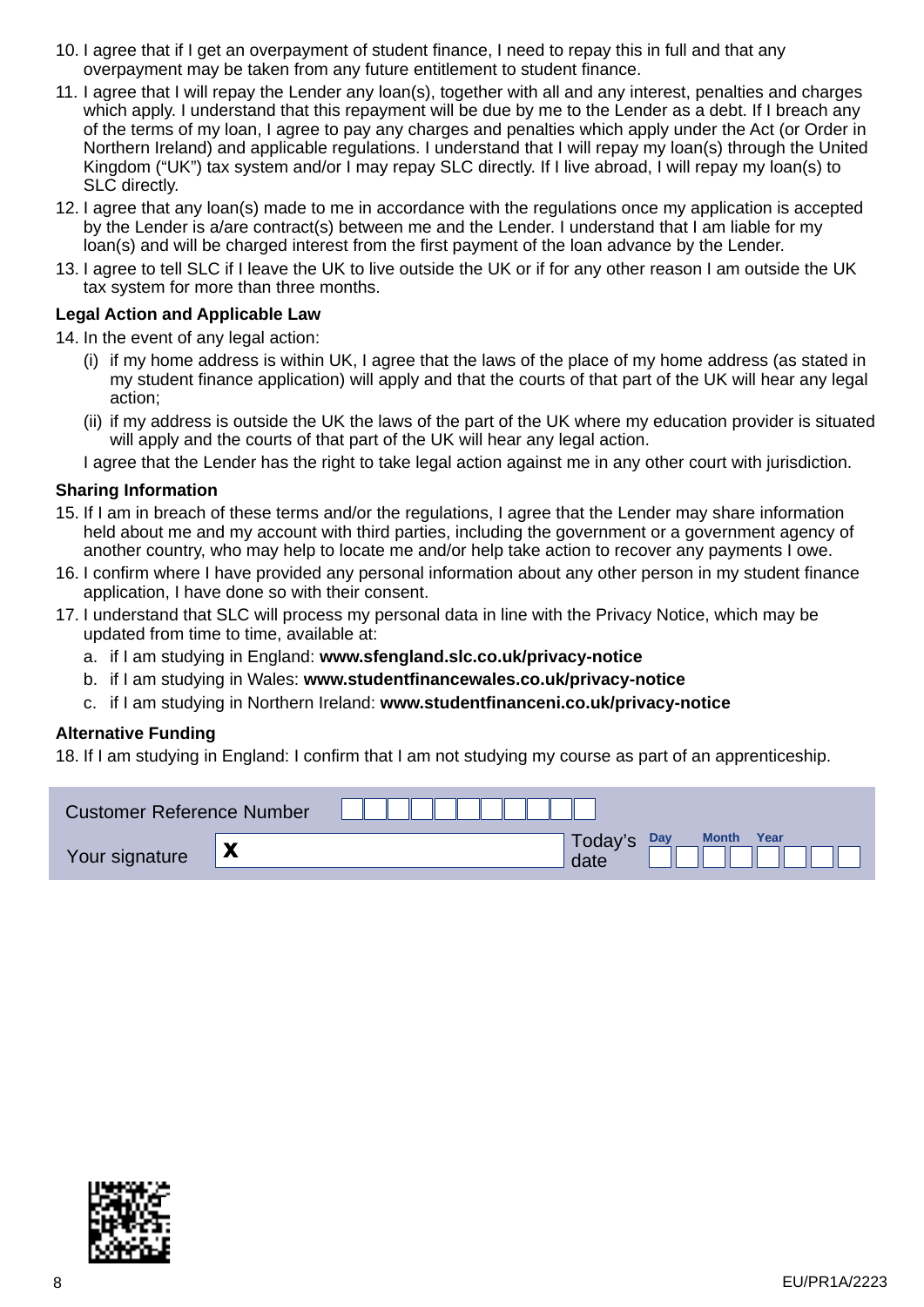10. I agree that if I get an overpayment of student finance, I need to repay this in full and that any overpayment may be taken from any future entitlement to student finance.
11. I agree that I will repay the Lender any loan(s), together with all and any interest, penalties and charges which apply. I understand that this repayment will be due by me to the Lender as a debt. If I breach any of the terms of my loan, I agree to pay any charges and penalties which apply under the Act (or Order in Northern Ireland) and applicable regulations. I understand that I will repay my loan(s) through the United Kingdom ("UK") tax system and/or I may repay SLC directly. If I live abroad, I will repay my loan(s) to SLC directly.
12. I agree that any loan(s) made to me in accordance with the regulations once my application is accepted by the Lender is a/are contract(s) between me and the Lender. I understand that I am liable for my loan(s) and will be charged interest from the first payment of the loan advance by the Lender.
13. I agree to tell SLC if I leave the UK to live outside the UK or if for any other reason I am outside the UK tax system for more than three months.

**Legal Action and Applicable Law**

14. In the event of any legal action:
    (i) if my home address is within UK, I agree that the laws of the place of my home address (as stated in my student finance application) will apply and that the courts of that part of the UK will hear any legal action;
    (ii) if my address is outside the UK the laws of the part of the UK where my education provider is situated will apply and the courts of that part of the UK will hear any legal action.

    I agree that the Lender has the right to take legal action against me in any other court with jurisdiction.

**Sharing Information**

15. If I am in breach of these terms and/or the regulations, I agree that the Lender may share information held about me and my account with third parties, including the government or a government agency of another country, who may help to locate me and/or help take action to recover any payments I owe.
16. I confirm where I have provided any personal information about any other person in my student finance application, I have done so with their consent.
17. I understand that SLC will process my personal data in line with the Privacy Notice, which may be updated from time to time, available at:
    a. if I am studying in England: **www.sfengland.slc.co.uk/privacy-notice**
    b. if I am studying in Wales: **www.studentfinancewales.co.uk/privacy-notice**
    c. if I am studying in Northern Ireland: **www.studentfinanceni.co.uk/privacy-notice**

**Alternative Funding**

18. If I am studying in England: I confirm that I am not studying my course as part of an apprenticeship.

Customer Reference Number ☐☐☐☐☐☐☐☐☐☐☐

Your signature **X** ____________________ Today's date Day ☐☐ Month ☐☐ Year ☐☐☐☐

EU/PR1A/2223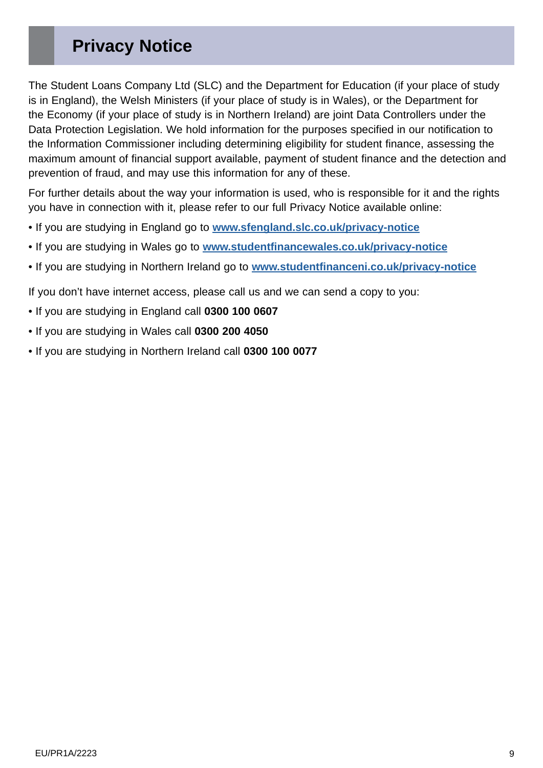# Privacy Notice

The Student Loans Company Ltd (SLC) and the Department for Education (if your place of study is in England), the Welsh Ministers (if your place of study is in Wales), or the Department for the Economy (if your place of study is in Northern Ireland) are joint Data Controllers under the Data Protection Legislation. We hold information for the purposes specified in our notification to the Information Commissioner including determining eligibility for student finance, assessing the maximum amount of financial support available, payment of student finance and the detection and prevention of fraud, and may use this information for any of these.

For further details about the way your information is used, who is responsible for it and the rights you have in connection with it, please refer to our full Privacy Notice available online:

- If you are studying in England go to **www.sfengland.slc.co.uk/privacy-notice**
- If you are studying in Wales go to **www.studentfinancewales.co.uk/privacy-notice**
- If you are studying in Northern Ireland go to **www.studentfinanceni.co.uk/privacy-notice**

If you don't have internet access, please call us and we can send a copy to you:

- If you are studying in England call **0300 100 0607**
- If you are studying in Wales call **0300 200 4050**
- If you are studying in Northern Ireland call **0300 100 0077**

EU/PR1A/2223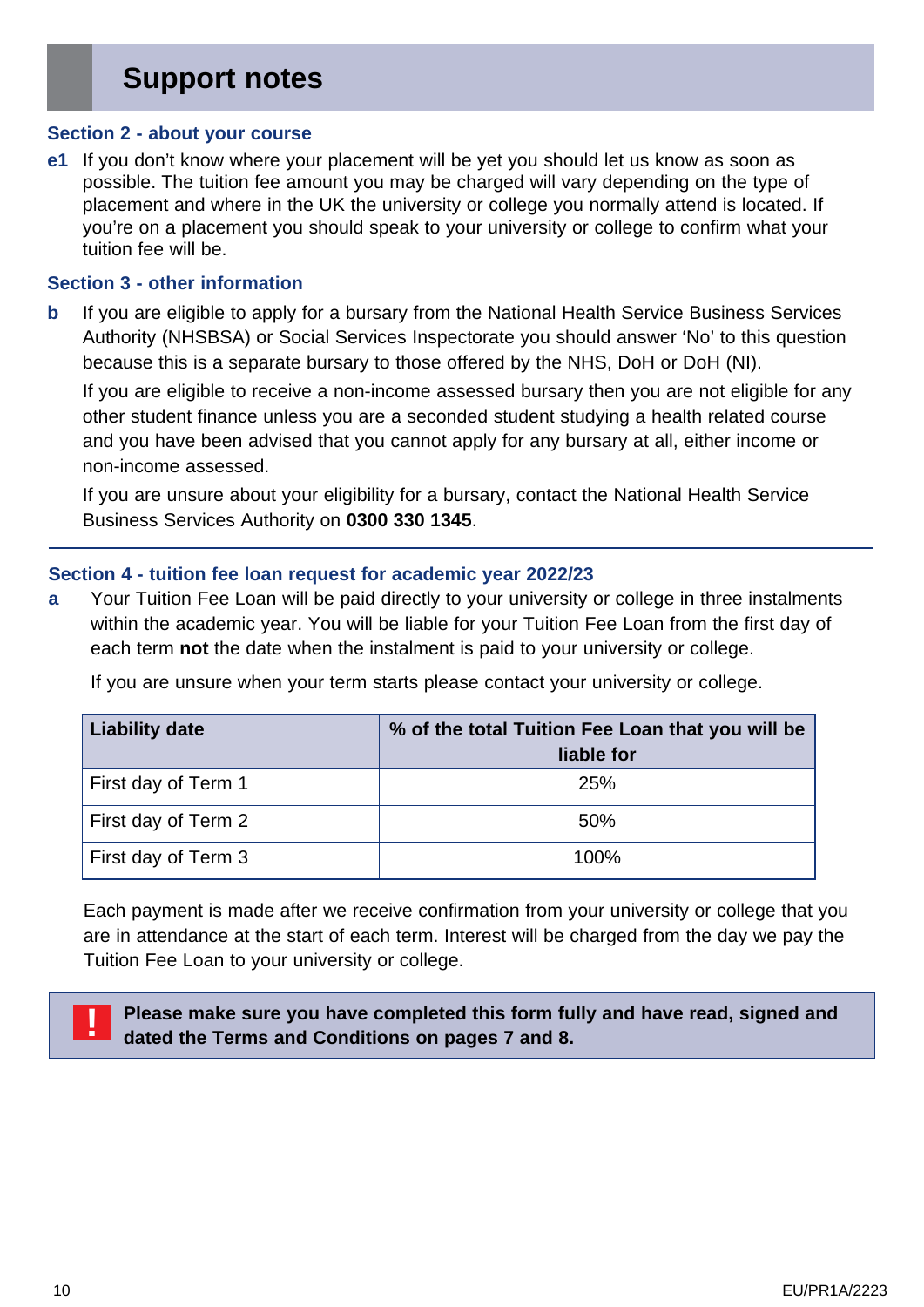# Support notes

### Section 2 - about your course

**e1** If you don't know where your placement will be yet you should let us know as soon as possible. The tuition fee amount you may be charged will vary depending on the type of placement and where in the UK the university or college you normally attend is located. If you're on a placement you should speak to your university or college to confirm what your tuition fee will be.

### Section 3 - other information

**b** If you are eligible to apply for a bursary from the National Health Service Business Services Authority (NHSBSA) or Social Services Inspectorate you should answer 'No' to this question because this is a separate bursary to those offered by the NHS, DoH or DoH (NI).

If you are eligible to receive a non-income assessed bursary then you are not eligible for any other student finance unless you are a seconded student studying a health related course and you have been advised that you cannot apply for any bursary at all, either income or non-income assessed.

If you are unsure about your eligibility for a bursary, contact the National Health Service Business Services Authority on **0300 330 1345**.

---

### Section 4 - tuition fee loan request for academic year 2022/23

**a** Your Tuition Fee Loan will be paid directly to your university or college in three instalments within the academic year. You will be liable for your Tuition Fee Loan from the first day of each term **not** the date when the instalment is paid to your university or college.

If you are unsure when your term starts please contact your university or college.

| Liability date | % of the total Tuition Fee Loan that you will be liable for |
|---|---|
| First day of Term 1 | 25% |
| First day of Term 2 | 50% |
| First day of Term 3 | 100% |

Each payment is made after we receive confirmation from your university or college that you are in attendance at the start of each term. Interest will be charged from the day we pay the Tuition Fee Loan to your university or college.

**! Please make sure you have completed this form fully and have read, signed and dated the Terms and Conditions on pages 7 and 8.**

EU/PR1A/2223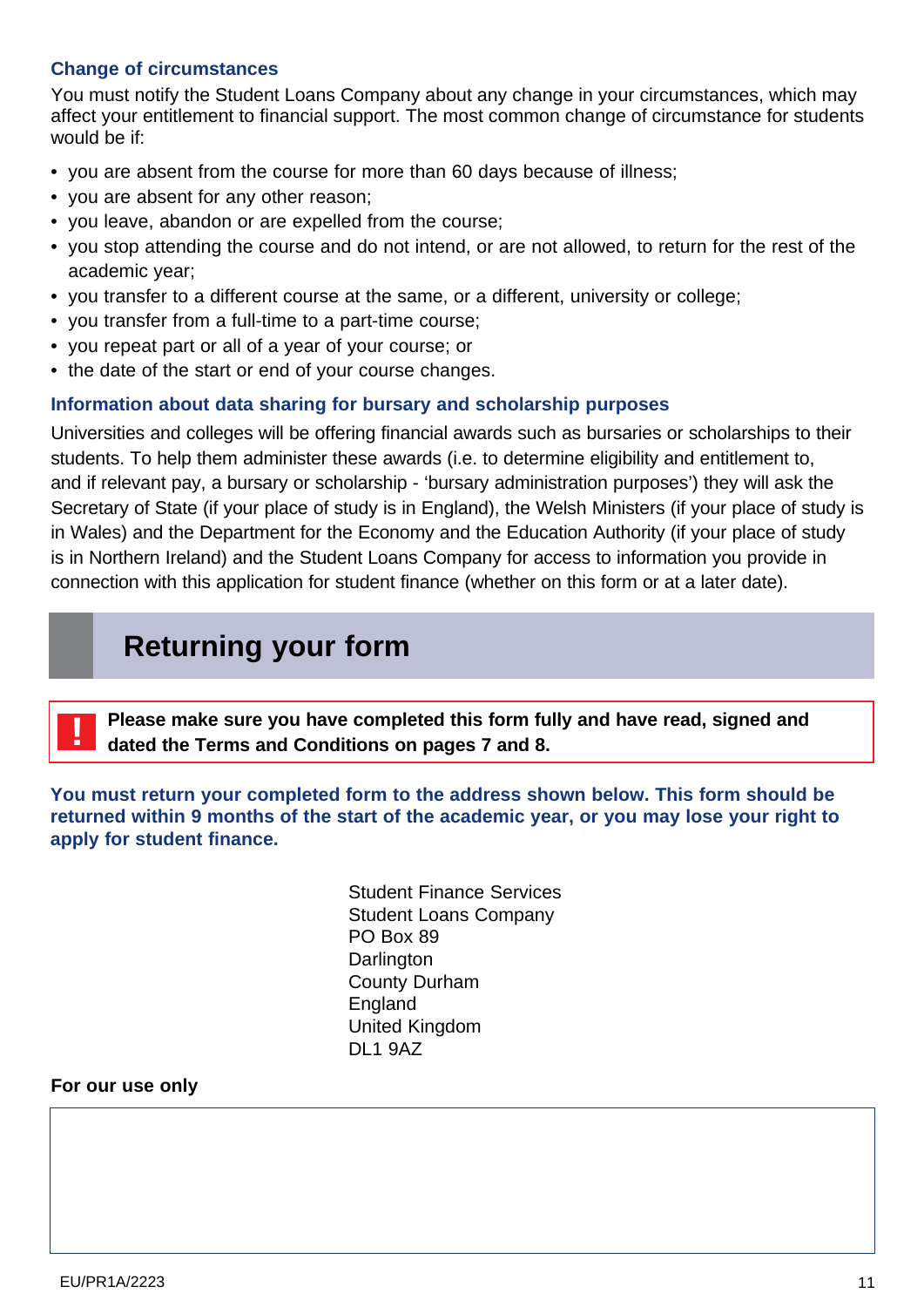### Change of circumstances

You must notify the Student Loans Company about any change in your circumstances, which may affect your entitlement to financial support. The most common change of circumstance for students would be if:

- you are absent from the course for more than 60 days because of illness;
- you are absent for any other reason;
- you leave, abandon or are expelled from the course;
- you stop attending the course and do not intend, or are not allowed, to return for the rest of the academic year;
- you transfer to a different course at the same, or a different, university or college;
- you transfer from a full-time to a part-time course;
- you repeat part or all of a year of your course; or
- the date of the start or end of your course changes.

### Information about data sharing for bursary and scholarship purposes

Universities and colleges will be offering financial awards such as bursaries or scholarships to their students. To help them administer these awards (i.e. to determine eligibility and entitlement to, and if relevant pay, a bursary or scholarship - 'bursary administration purposes') they will ask the Secretary of State (if your place of study is in England), the Welsh Ministers (if your place of study is in Wales) and the Department for the Economy and the Education Authority (if your place of study is in Northern Ireland) and the Student Loans Company for access to information you provide in connection with this application for student finance (whether on this form or at a later date).

## Returning your form

**!** **Please make sure you have completed this form fully and have read, signed and dated the Terms and Conditions on pages 7 and 8.**

**You must return your completed form to the address shown below. This form should be returned within 9 months of the start of the academic year, or you may lose your right to apply for student finance.**

Student Finance Services
Student Loans Company
PO Box 89
Darlington
County Durham
England
United Kingdom
DL1 9AZ

**For our use only**

EU/PR1A/2223